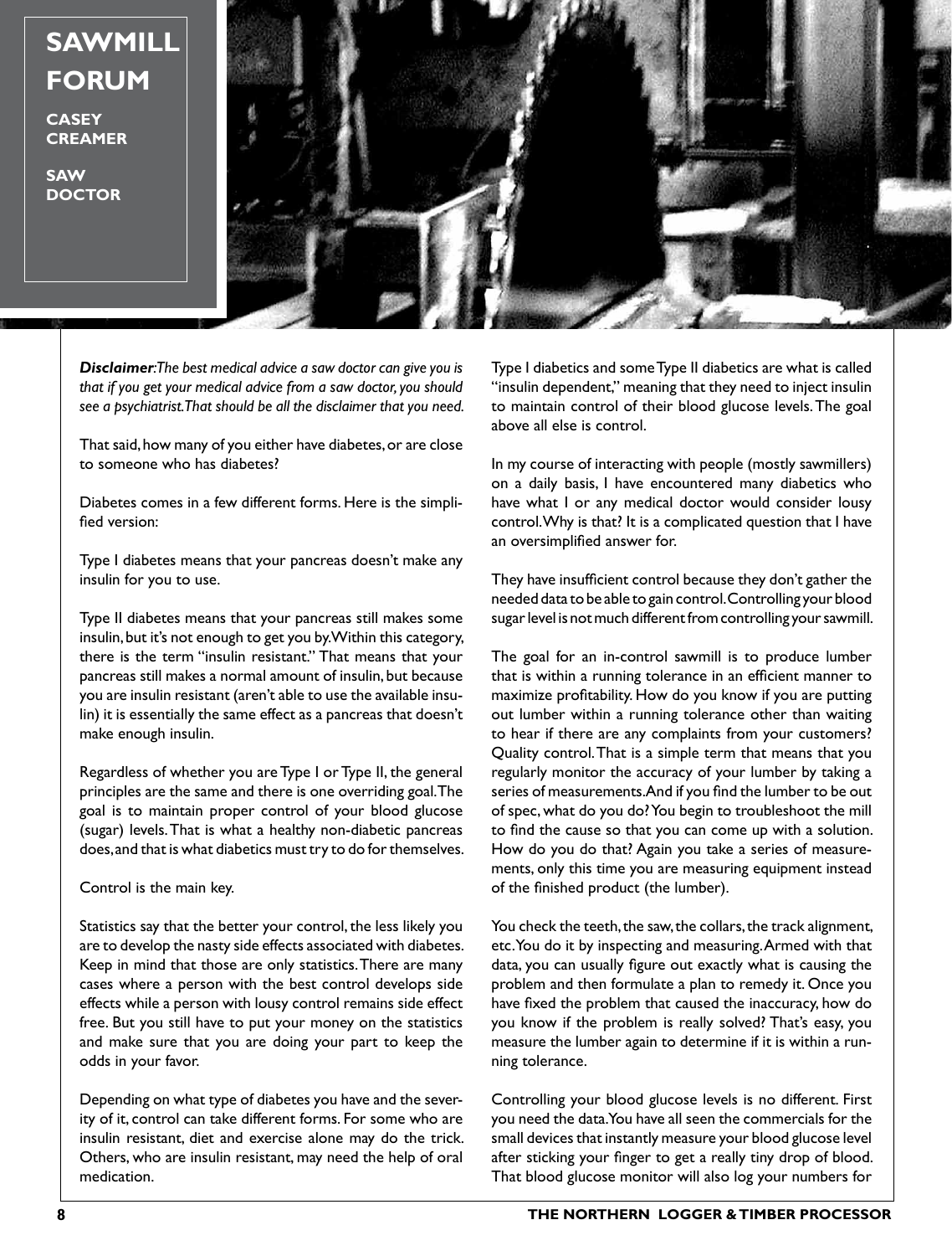# SAWMILL FORUM

**CASEY CREAMER**

**SAW DOCTOR**

***Disclaimer**: The best medical advice a saw doctor can give you is that if you get your medical advice from a saw doctor, you should see a psychiatrist. That should be all the disclaimer that you need.*

That said, how many of you either have diabetes, or are close to someone who has diabetes?

Diabetes comes in a few different forms. Here is the simplified version:

Type I diabetes means that your pancreas doesn't make any insulin for you to use.

Type II diabetes means that your pancreas still makes some insulin, but it's not enough to get you by. Within this category, there is the term "insulin resistant." That means that your pancreas still makes a normal amount of insulin, but because you are insulin resistant (aren't able to use the available insulin) it is essentially the same effect as a pancreas that doesn't make enough insulin.

Regardless of whether you are Type I or Type II, the general principles are the same and there is one overriding goal. The goal is to maintain proper control of your blood glucose (sugar) levels. That is what a healthy non-diabetic pancreas does, and that is what diabetics must try to do for themselves.

Control is the main key.

Statistics say that the better your control, the less likely you are to develop the nasty side effects associated with diabetes. Keep in mind that those are only statistics. There are many cases where a person with the best control develops side effects while a person with lousy control remains side effect free. But you still have to put your money on the statistics and make sure that you are doing your part to keep the odds in your favor.

Depending on what type of diabetes you have and the severity of it, control can take different forms. For some who are insulin resistant, diet and exercise alone may do the trick. Others, who are insulin resistant, may need the help of oral medication.

Type I diabetics and some Type II diabetics are what is called "insulin dependent," meaning that they need to inject insulin to maintain control of their blood glucose levels. The goal above all else is control.

In my course of interacting with people (mostly sawmillers) on a daily basis, I have encountered many diabetics who have what I or any medical doctor would consider lousy control. Why is that? It is a complicated question that I have an oversimplified answer for.

They have insufficient control because they don't gather the needed data to be able to gain control. Controlling your blood sugar level is not much different from controlling your sawmill.

The goal for an in-control sawmill is to produce lumber that is within a running tolerance in an efficient manner to maximize profitability. How do you know if you are putting out lumber within a running tolerance other than waiting to hear if there are any complaints from your customers? Quality control. That is a simple term that means that you regularly monitor the accuracy of your lumber by taking a series of measurements. And if you find the lumber to be out of spec, what do you do? You begin to troubleshoot the mill to find the cause so that you can come up with a solution. How do you do that? Again you take a series of measurements, only this time you are measuring equipment instead of the finished product (the lumber).

You check the teeth, the saw, the collars, the track alignment, etc. You do it by inspecting and measuring. Armed with that data, you can usually figure out exactly what is causing the problem and then formulate a plan to remedy it. Once you have fixed the problem that caused the inaccuracy, how do you know if the problem is really solved? That's easy, you measure the lumber again to determine if it is within a running tolerance.

Controlling your blood glucose levels is no different. First you need the data. You have all seen the commercials for the small devices that instantly measure your blood glucose level after sticking your finger to get a really tiny drop of blood. That blood glucose monitor will also log your numbers for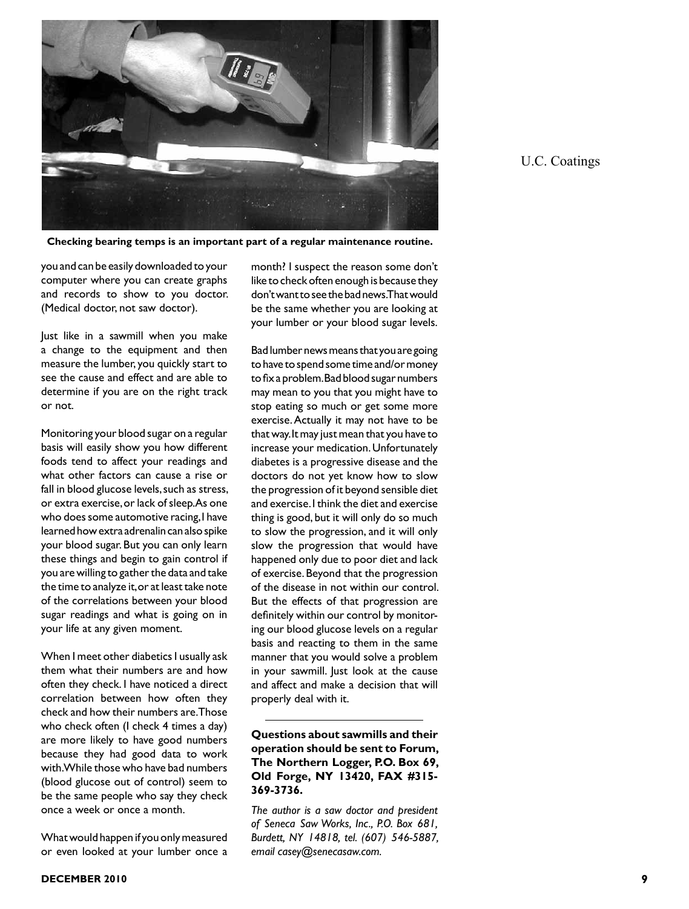Checking bearing temps is an important part of a regular maintenance routine.

U.C. Coatings

you and can be easily downloaded to your computer where you can create graphs and records to show to you doctor. (Medical doctor, not saw doctor).

Just like in a sawmill when you make a change to the equipment and then measure the lumber, you quickly start to see the cause and effect and are able to determine if you are on the right track or not.

Monitoring your blood sugar on a regular basis will easily show you how different foods tend to affect your readings and what other factors can cause a rise or fall in blood glucose levels, such as stress, or extra exercise, or lack of sleep. As one who does some automotive racing, I have learned how extra adrenalin can also spike your blood sugar. But you can only learn these things and begin to gain control if you are willing to gather the data and take the time to analyze it, or at least take note of the correlations between your blood sugar readings and what is going on in your life at any given moment.

When I meet other diabetics I usually ask them what their numbers are and how often they check. I have noticed a direct correlation between how often they check and how their numbers are. Those who check often (I check 4 times a day) are more likely to have good numbers because they had good data to work with. While those who have bad numbers (blood glucose out of control) seem to be the same people who say they check once a week or once a month.

What would happen if you only measured or even looked at your lumber once a month? I suspect the reason some don't like to check often enough is because they don't want to see the bad news. That would be the same whether you are looking at your lumber or your blood sugar levels.

Bad lumber news means that you are going to have to spend some time and/or money to fix a problem. Bad blood sugar numbers may mean to you that you might have to stop eating so much or get some more exercise. Actually it may not have to be that way. It may just mean that you have to increase your medication. Unfortunately diabetes is a progressive disease and the doctors do not yet know how to slow the progression of it beyond sensible diet and exercise. I think the diet and exercise thing is good, but it will only do so much to slow the progression, and it will only slow the progression that would have happened only due to poor diet and lack of exercise. Beyond that the progression of the disease in not within our control. But the effects of that progression are definitely within our control by monitoring our blood glucose levels on a regular basis and reacting to them in the same manner that you would solve a problem in your sawmill. Just look at the cause and affect and make a decision that will properly deal with it.

---

**Questions about sawmills and their operation should be sent to Forum, The Northern Logger, P.O. Box 69, Old Forge, NY 13420, FAX #315-369-3736.**

*The author is a saw doctor and president of Seneca Saw Works, Inc., P.O. Box 681, Burdett, NY 14818, tel. (607) 546-5887, email casey@senecasaw.com.*